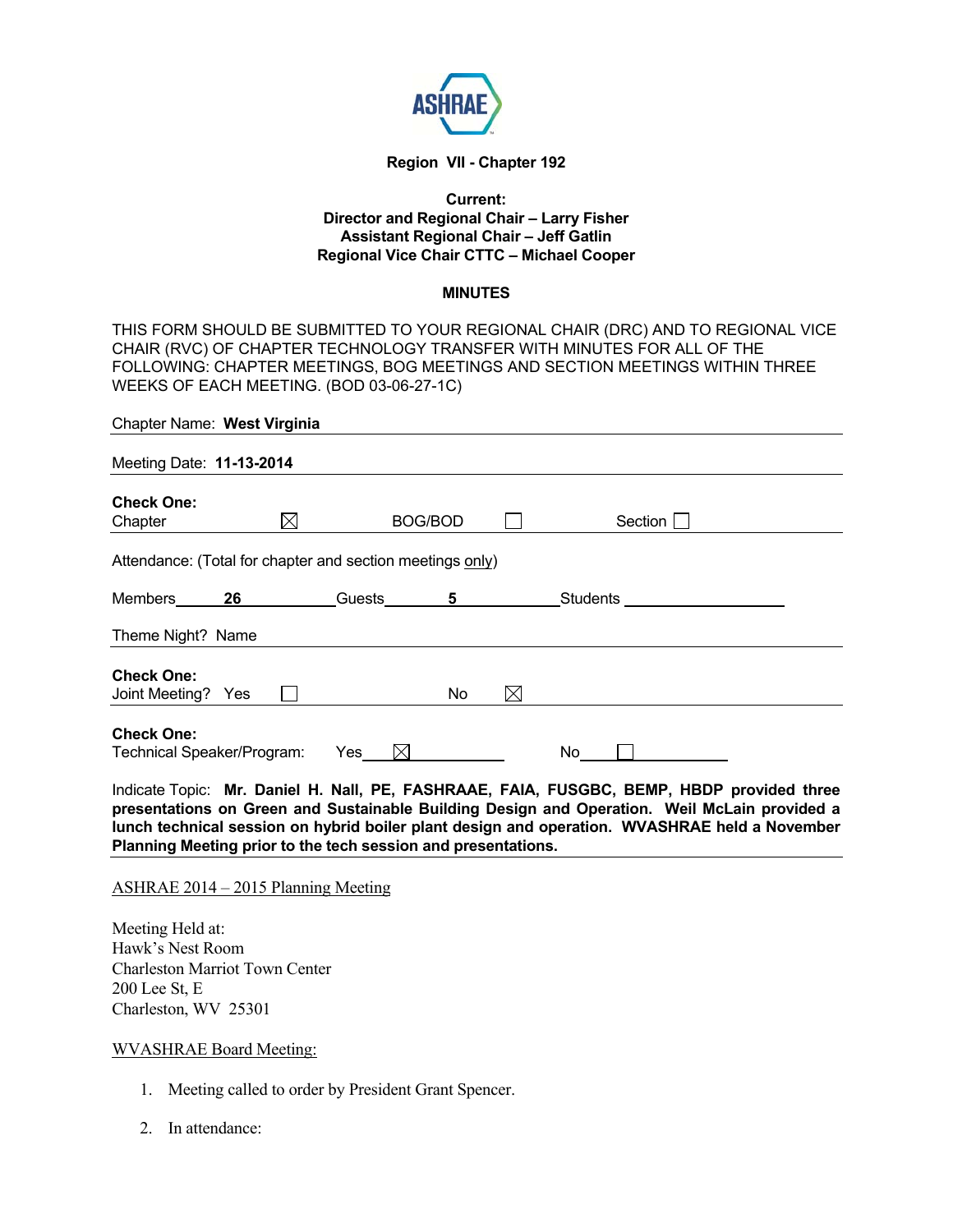ASHRAE

**Region VII - Chapter 192**

**Current:**
**Director and Regional Chair – Larry Fisher**
**Assistant Regional Chair – Jeff Gatlin**
**Regional Vice Chair CTTC – Michael Cooper**

**MINUTES**

THIS FORM SHOULD BE SUBMITTED TO YOUR REGIONAL CHAIR (DRC) AND TO REGIONAL VICE CHAIR (RVC) OF CHAPTER TECHNOLOGY TRANSFER WITH MINUTES FOR ALL OF THE FOLLOWING: CHAPTER MEETINGS, BOG MEETINGS AND SECTION MEETINGS WITHIN THREE WEEKS OF EACH MEETING. (BOD 03-06-27-1C)

Chapter Name: **West Virginia**

Meeting Date: **11-13-2014**

**Check One:**
Chapter ☒ BOG/BOD ☐ Section ☐

Attendance: (Total for chapter and section meetings only)

Members **26** Guests **5** Students ______

Theme Night? Name

**Check One:**
Joint Meeting? Yes ☐ No ☒

**Check One:**
Technical Speaker/Program: Yes ☒ No ☐

Indicate Topic: **Mr. Daniel H. Nall, PE, FASHRAAE, FAIA, FUSGBC, BEMP, HBDP provided three presentations on Green and Sustainable Building Design and Operation. Weil McLain provided a lunch technical session on hybrid boiler plant design and operation. WVASHRAE held a November Planning Meeting prior to the tech session and presentations.**

ASHRAE 2014 – 2015 Planning Meeting

Meeting Held at:
Hawk's Nest Room
Charleston Marriot Town Center
200 Lee St, E
Charleston, WV 25301

WVASHRAE Board Meeting:

1. Meeting called to order by President Grant Spencer.

2. In attendance: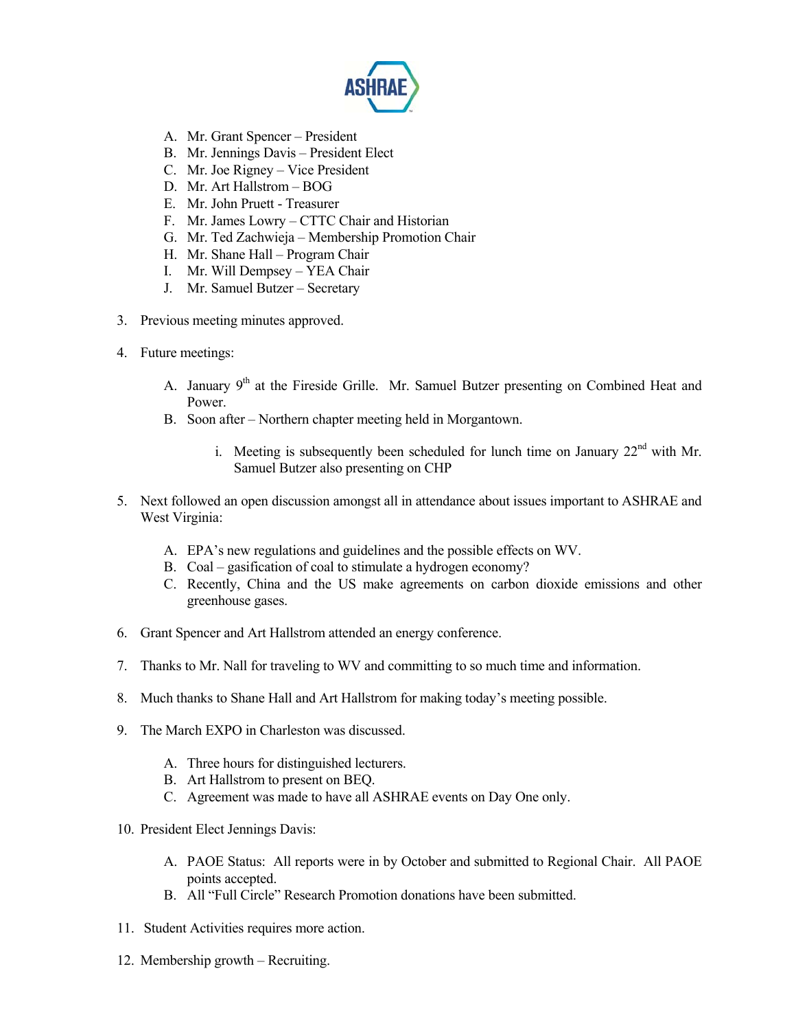A. Mr. Grant Spencer – President
B. Mr. Jennings Davis – President Elect
C. Mr. Joe Rigney – Vice President
D. Mr. Art Hallstrom – BOG
E. Mr. John Pruett - Treasurer
F. Mr. James Lowry – CTTC Chair and Historian
G. Mr. Ted Zachwieja – Membership Promotion Chair
H. Mr. Shane Hall – Program Chair
I. Mr. Will Dempsey – YEA Chair
J. Mr. Samuel Butzer – Secretary

3. Previous meeting minutes approved.

4. Future meetings:

   A. January 9th at the Fireside Grille. Mr. Samuel Butzer presenting on Combined Heat and Power.
   B. Soon after – Northern chapter meeting held in Morgantown.

      i. Meeting is subsequently been scheduled for lunch time on January 22nd with Mr. Samuel Butzer also presenting on CHP

5. Next followed an open discussion amongst all in attendance about issues important to ASHRAE and West Virginia:

   A. EPA's new regulations and guidelines and the possible effects on WV.
   B. Coal – gasification of coal to stimulate a hydrogen economy?
   C. Recently, China and the US make agreements on carbon dioxide emissions and other greenhouse gases.

6. Grant Spencer and Art Hallstrom attended an energy conference.

7. Thanks to Mr. Nall for traveling to WV and committing to so much time and information.

8. Much thanks to Shane Hall and Art Hallstrom for making today's meeting possible.

9. The March EXPO in Charleston was discussed.

   A. Three hours for distinguished lecturers.
   B. Art Hallstrom to present on BEQ.
   C. Agreement was made to have all ASHRAE events on Day One only.

10. President Elect Jennings Davis:

    A. PAOE Status: All reports were in by October and submitted to Regional Chair. All PAOE points accepted.
    B. All "Full Circle" Research Promotion donations have been submitted.

11. Student Activities requires more action.

12. Membership growth – Recruiting.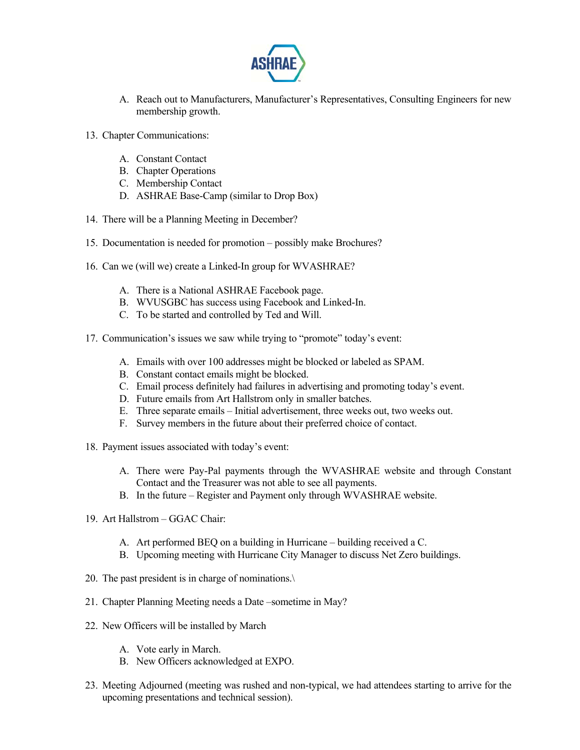A. Reach out to Manufacturers, Manufacturer's Representatives, Consulting Engineers for new membership growth.

13. Chapter Communications:

    A. Constant Contact
    B. Chapter Operations
    C. Membership Contact
    D. ASHRAE Base-Camp (similar to Drop Box)

14. There will be a Planning Meeting in December?

15. Documentation is needed for promotion – possibly make Brochures?

16. Can we (will we) create a Linked-In group for WVASHRAE?

    A. There is a National ASHRAE Facebook page.
    B. WVUSGBC has success using Facebook and Linked-In.
    C. To be started and controlled by Ted and Will.

17. Communication's issues we saw while trying to "promote" today's event:

    A. Emails with over 100 addresses might be blocked or labeled as SPAM.
    B. Constant contact emails might be blocked.
    C. Email process definitely had failures in advertising and promoting today's event.
    D. Future emails from Art Hallstrom only in smaller batches.
    E. Three separate emails – Initial advertisement, three weeks out, two weeks out.
    F. Survey members in the future about their preferred choice of contact.

18. Payment issues associated with today's event:

    A. There were Pay-Pal payments through the WVASHRAE website and through Constant Contact and the Treasurer was not able to see all payments.
    B. In the future – Register and Payment only through WVASHRAE website.

19. Art Hallstrom – GGAC Chair:

    A. Art performed BEQ on a building in Hurricane – building received a C.
    B. Upcoming meeting with Hurricane City Manager to discuss Net Zero buildings.

20. The past president is in charge of nominations.\

21. Chapter Planning Meeting needs a Date –sometime in May?

22. New Officers will be installed by March

    A. Vote early in March.
    B. New Officers acknowledged at EXPO.

23. Meeting Adjourned (meeting was rushed and non-typical, we had attendees starting to arrive for the upcoming presentations and technical session).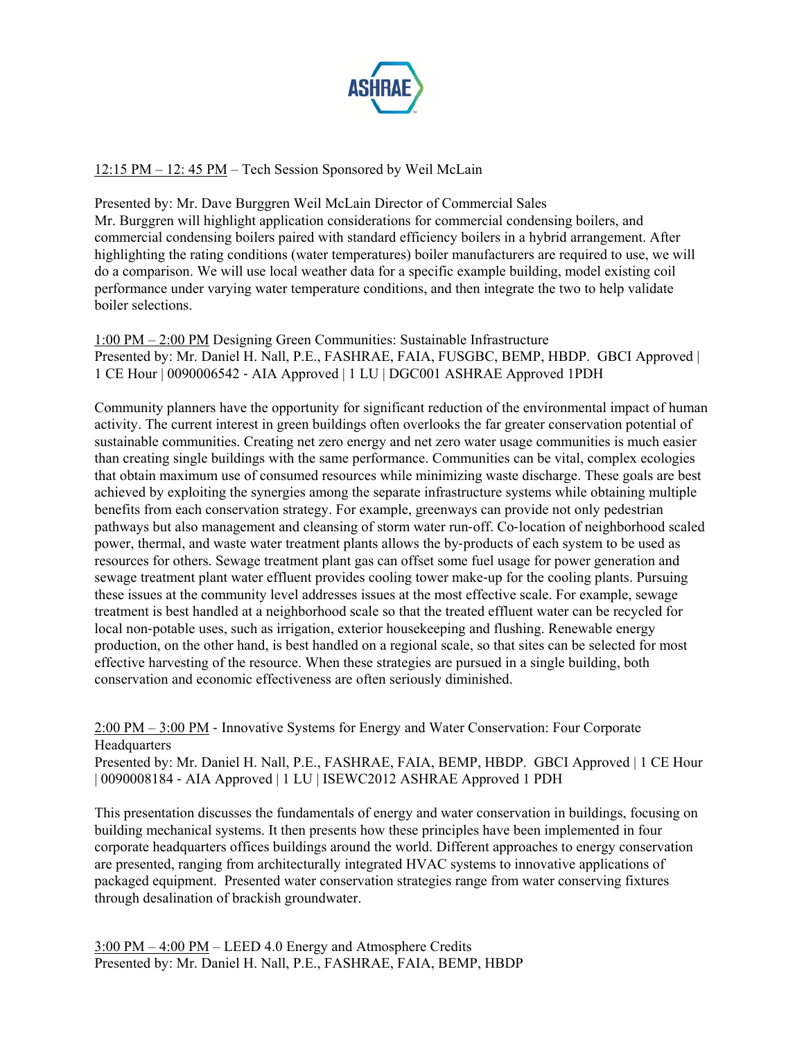12:15 PM – 12: 45 PM – Tech Session Sponsored by Weil McLain

Presented by: Mr. Dave Burggren Weil McLain Director of Commercial Sales
Mr. Burggren will highlight application considerations for commercial condensing boilers, and commercial condensing boilers paired with standard efficiency boilers in a hybrid arrangement. After highlighting the rating conditions (water temperatures) boiler manufacturers are required to use, we will do a comparison. We will use local weather data for a specific example building, model existing coil performance under varying water temperature conditions, and then integrate the two to help validate boiler selections.

1:00 PM – 2:00 PM Designing Green Communities: Sustainable Infrastructure
Presented by: Mr. Daniel H. Nall, P.E., FASHRAE, FAIA, FUSGBC, BEMP, HBDP. GBCI Approved | 1 CE Hour | 0090006542 - AIA Approved | 1 LU | DGC001 ASHRAE Approved 1PDH

Community planners have the opportunity for significant reduction of the environmental impact of human activity. The current interest in green buildings often overlooks the far greater conservation potential of sustainable communities. Creating net zero energy and net zero water usage communities is much easier than creating single buildings with the same performance. Communities can be vital, complex ecologies that obtain maximum use of consumed resources while minimizing waste discharge. These goals are best achieved by exploiting the synergies among the separate infrastructure systems while obtaining multiple benefits from each conservation strategy. For example, greenways can provide not only pedestrian pathways but also management and cleansing of storm water run-off. Co-location of neighborhood scaled power, thermal, and waste water treatment plants allows the by-products of each system to be used as resources for others. Sewage treatment plant gas can offset some fuel usage for power generation and sewage treatment plant water effluent provides cooling tower make-up for the cooling plants. Pursuing these issues at the community level addresses issues at the most effective scale. For example, sewage treatment is best handled at a neighborhood scale so that the treated effluent water can be recycled for local non-potable uses, such as irrigation, exterior housekeeping and flushing. Renewable energy production, on the other hand, is best handled on a regional scale, so that sites can be selected for most effective harvesting of the resource. When these strategies are pursued in a single building, both conservation and economic effectiveness are often seriously diminished.

2:00 PM – 3:00 PM - Innovative Systems for Energy and Water Conservation: Four Corporate Headquarters
Presented by: Mr. Daniel H. Nall, P.E., FASHRAE, FAIA, BEMP, HBDP. GBCI Approved | 1 CE Hour | 0090008184 - AIA Approved | 1 LU | ISEWC2012 ASHRAE Approved 1 PDH

This presentation discusses the fundamentals of energy and water conservation in buildings, focusing on building mechanical systems. It then presents how these principles have been implemented in four corporate headquarters offices buildings around the world. Different approaches to energy conservation are presented, ranging from architecturally integrated HVAC systems to innovative applications of packaged equipment. Presented water conservation strategies range from water conserving fixtures through desalination of brackish groundwater.

3:00 PM – 4:00 PM – LEED 4.0 Energy and Atmosphere Credits
Presented by: Mr. Daniel H. Nall, P.E., FASHRAE, FAIA, BEMP, HBDP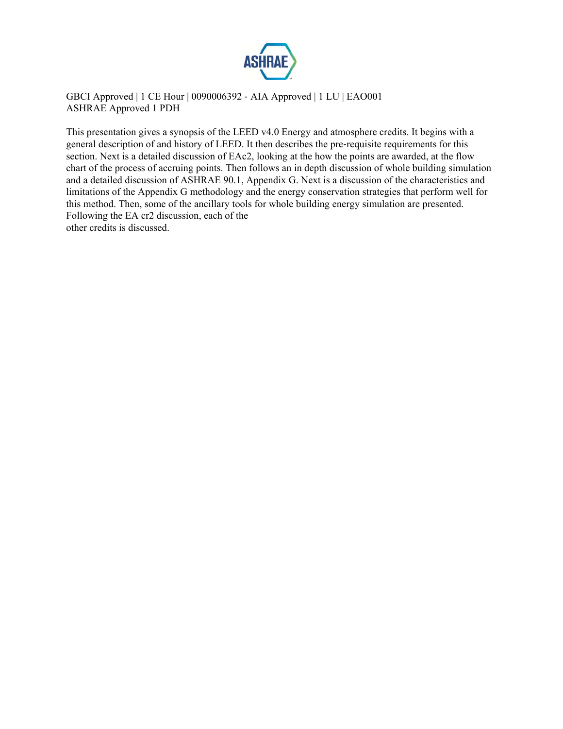GBCI Approved | 1 CE Hour | 0090006392 - AIA Approved | 1 LU | EAO001
ASHRAE Approved 1 PDH

This presentation gives a synopsis of the LEED v4.0 Energy and atmosphere credits. It begins with a general description of and history of LEED. It then describes the pre-requisite requirements for this section. Next is a detailed discussion of EAc2, looking at the how the points are awarded, at the flow chart of the process of accruing points. Then follows an in depth discussion of whole building simulation and a detailed discussion of ASHRAE 90.1, Appendix G. Next is a discussion of the characteristics and limitations of the Appendix G methodology and the energy conservation strategies that perform well for this method. Then, some of the ancillary tools for whole building energy simulation are presented. Following the EA cr2 discussion, each of the other credits is discussed.